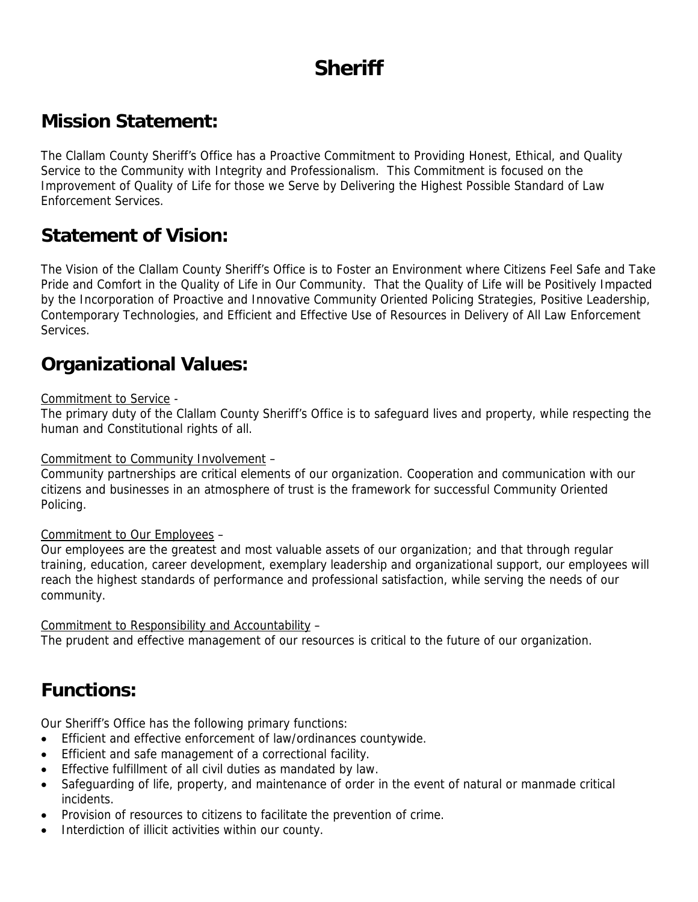# Sheriff

## Mission Statement:

The Clallam County Sheriff's Office has a Proactive Commitment to Providing Honest, Ethical, and Quality Service to the Community with Integrity and Professionalism. This Commitment is focused on the Improvement of Quality of Life for those we Serve by Delivering the Highest Possible Standard of Law Enforcement Services.

## Statement of Vision:

The Vision of the Clallam County Sheriff's Office is to Foster an Environment where Citizens Feel Safe and Take Pride and Comfort in the Quality of Life in Our Community. That the Quality of Life will be Positively Impacted by the Incorporation of Proactive and Innovative Community Oriented Policing Strategies, Positive Leadership, Contemporary Technologies, and Efficient and Effective Use of Resources in Delivery of All Law Enforcement Services.

## Organizational Values:

<u>Commitment to Service</u> -
The primary duty of the Clallam County Sheriff's Office is to safeguard lives and property, while respecting the human and Constitutional rights of all.

<u>Commitment to Community Involvement</u> –
Community partnerships are critical elements of our organization. Cooperation and communication with our citizens and businesses in an atmosphere of trust is the framework for successful Community Oriented Policing.

<u>Commitment to Our Employees</u> –
Our employees are the greatest and most valuable assets of our organization; and that through regular training, education, career development, exemplary leadership and organizational support, our employees will reach the highest standards of performance and professional satisfaction, while serving the needs of our community.

<u>Commitment to Responsibility and Accountability</u> –
The prudent and effective management of our resources is critical to the future of our organization.

## Functions:

Our Sheriff's Office has the following primary functions:

- Efficient and effective enforcement of law/ordinances countywide.
- Efficient and safe management of a correctional facility.
- Effective fulfillment of all civil duties as mandated by law.
- Safeguarding of life, property, and maintenance of order in the event of natural or manmade critical incidents.
- Provision of resources to citizens to facilitate the prevention of crime.
- Interdiction of illicit activities within our county.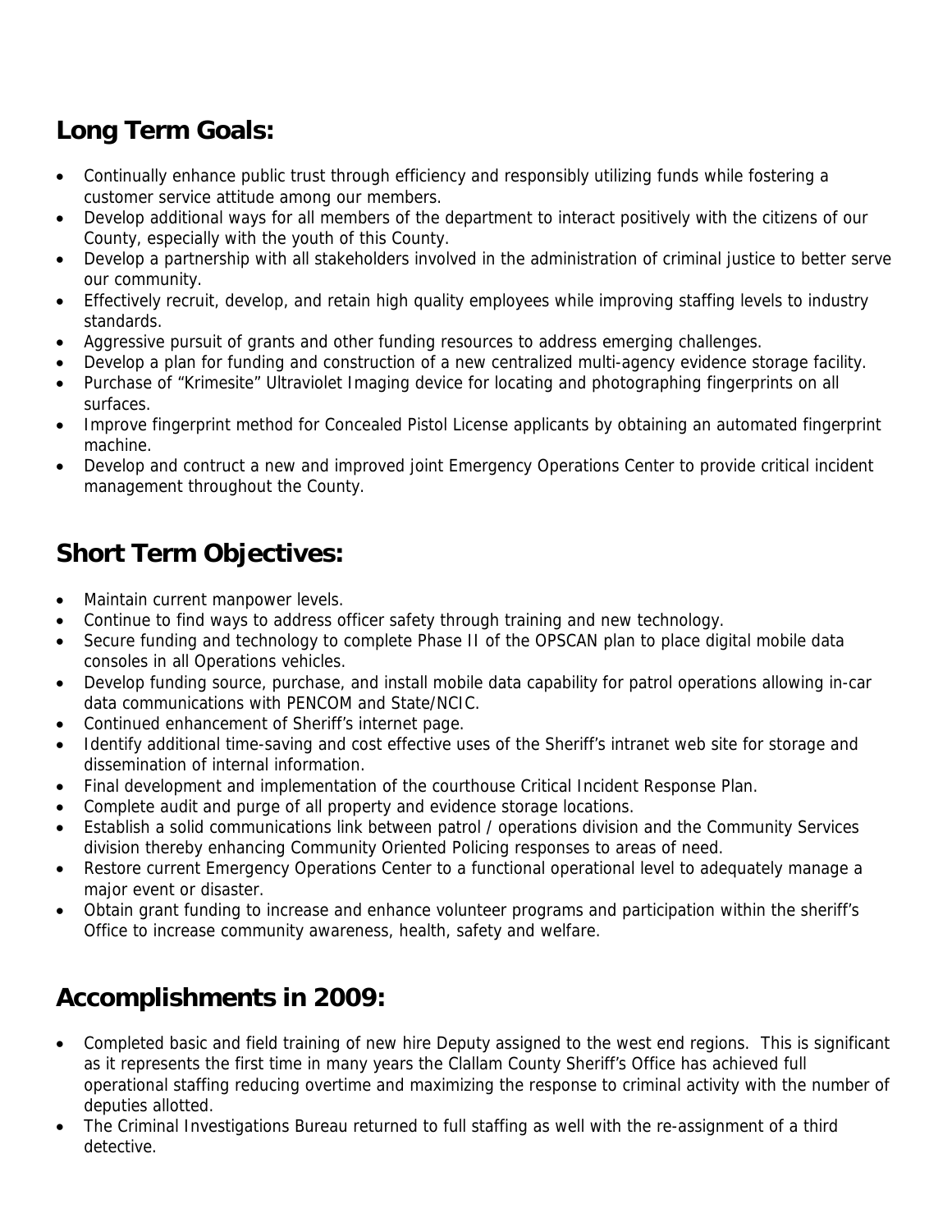## Long Term Goals:

- Continually enhance public trust through efficiency and responsibly utilizing funds while fostering a customer service attitude among our members.
- Develop additional ways for all members of the department to interact positively with the citizens of our County, especially with the youth of this County.
- Develop a partnership with all stakeholders involved in the administration of criminal justice to better serve our community.
- Effectively recruit, develop, and retain high quality employees while improving staffing levels to industry standards.
- Aggressive pursuit of grants and other funding resources to address emerging challenges.
- Develop a plan for funding and construction of a new centralized multi-agency evidence storage facility.
- Purchase of "Krimesite" Ultraviolet Imaging device for locating and photographing fingerprints on all surfaces.
- Improve fingerprint method for Concealed Pistol License applicants by obtaining an automated fingerprint machine.
- Develop and contruct a new and improved joint Emergency Operations Center to provide critical incident management throughout the County.

## Short Term Objectives:

- Maintain current manpower levels.
- Continue to find ways to address officer safety through training and new technology.
- Secure funding and technology to complete Phase II of the OPSCAN plan to place digital mobile data consoles in all Operations vehicles.
- Develop funding source, purchase, and install mobile data capability for patrol operations allowing in-car data communications with PENCOM and State/NCIC.
- Continued enhancement of Sheriff's internet page.
- Identify additional time-saving and cost effective uses of the Sheriff's intranet web site for storage and dissemination of internal information.
- Final development and implementation of the courthouse Critical Incident Response Plan.
- Complete audit and purge of all property and evidence storage locations.
- Establish a solid communications link between patrol / operations division and the Community Services division thereby enhancing Community Oriented Policing responses to areas of need.
- Restore current Emergency Operations Center to a functional operational level to adequately manage a major event or disaster.
- Obtain grant funding to increase and enhance volunteer programs and participation within the sheriff's Office to increase community awareness, health, safety and welfare.

## Accomplishments in 2009:

- Completed basic and field training of new hire Deputy assigned to the west end regions. This is significant as it represents the first time in many years the Clallam County Sheriff's Office has achieved full operational staffing reducing overtime and maximizing the response to criminal activity with the number of deputies allotted.
- The Criminal Investigations Bureau returned to full staffing as well with the re-assignment of a third detective.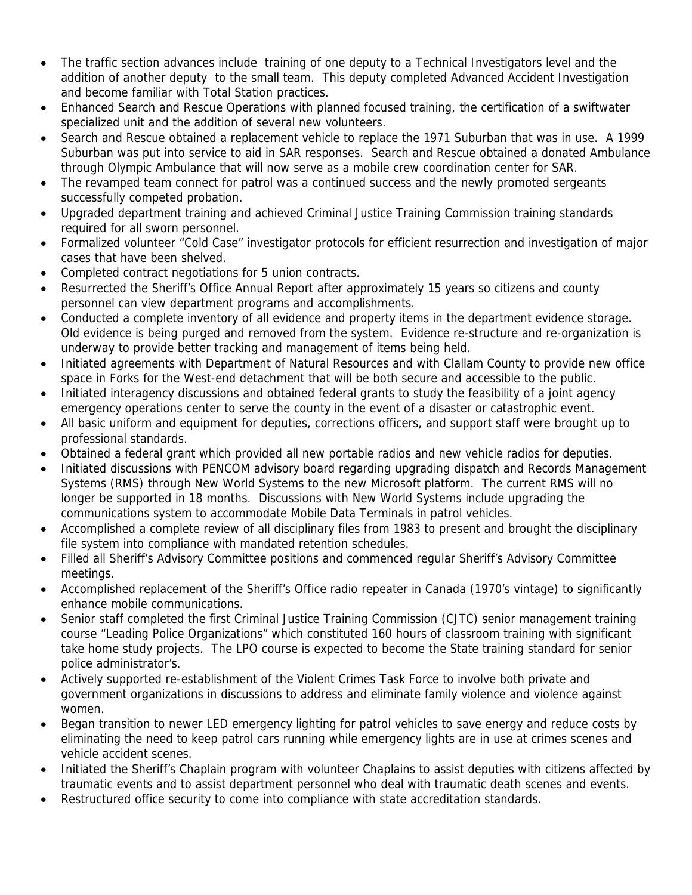- The traffic section advances include training of one deputy to a Technical Investigators level and the addition of another deputy to the small team. This deputy completed Advanced Accident Investigation and become familiar with Total Station practices.
- Enhanced Search and Rescue Operations with planned focused training, the certification of a swiftwater specialized unit and the addition of several new volunteers.
- Search and Rescue obtained a replacement vehicle to replace the 1971 Suburban that was in use. A 1999 Suburban was put into service to aid in SAR responses. Search and Rescue obtained a donated Ambulance through Olympic Ambulance that will now serve as a mobile crew coordination center for SAR.
- The revamped team connect for patrol was a continued success and the newly promoted sergeants successfully competed probation.
- Upgraded department training and achieved Criminal Justice Training Commission training standards required for all sworn personnel.
- Formalized volunteer "Cold Case" investigator protocols for efficient resurrection and investigation of major cases that have been shelved.
- Completed contract negotiations for 5 union contracts.
- Resurrected the Sheriff's Office Annual Report after approximately 15 years so citizens and county personnel can view department programs and accomplishments.
- Conducted a complete inventory of all evidence and property items in the department evidence storage. Old evidence is being purged and removed from the system. Evidence re-structure and re-organization is underway to provide better tracking and management of items being held.
- Initiated agreements with Department of Natural Resources and with Clallam County to provide new office space in Forks for the West-end detachment that will be both secure and accessible to the public.
- Initiated interagency discussions and obtained federal grants to study the feasibility of a joint agency emergency operations center to serve the county in the event of a disaster or catastrophic event.
- All basic uniform and equipment for deputies, corrections officers, and support staff were brought up to professional standards.
- Obtained a federal grant which provided all new portable radios and new vehicle radios for deputies.
- Initiated discussions with PENCOM advisory board regarding upgrading dispatch and Records Management Systems (RMS) through New World Systems to the new Microsoft platform. The current RMS will no longer be supported in 18 months. Discussions with New World Systems include upgrading the communications system to accommodate Mobile Data Terminals in patrol vehicles.
- Accomplished a complete review of all disciplinary files from 1983 to present and brought the disciplinary file system into compliance with mandated retention schedules.
- Filled all Sheriff's Advisory Committee positions and commenced regular Sheriff's Advisory Committee meetings.
- Accomplished replacement of the Sheriff's Office radio repeater in Canada (1970's vintage) to significantly enhance mobile communications.
- Senior staff completed the first Criminal Justice Training Commission (CJTC) senior management training course "Leading Police Organizations" which constituted 160 hours of classroom training with significant take home study projects. The LPO course is expected to become the State training standard for senior police administrator's.
- Actively supported re-establishment of the Violent Crimes Task Force to involve both private and government organizations in discussions to address and eliminate family violence and violence against women.
- Began transition to newer LED emergency lighting for patrol vehicles to save energy and reduce costs by eliminating the need to keep patrol cars running while emergency lights are in use at crimes scenes and vehicle accident scenes.
- Initiated the Sheriff's Chaplain program with volunteer Chaplains to assist deputies with citizens affected by traumatic events and to assist department personnel who deal with traumatic death scenes and events.
- Restructured office security to come into compliance with state accreditation standards.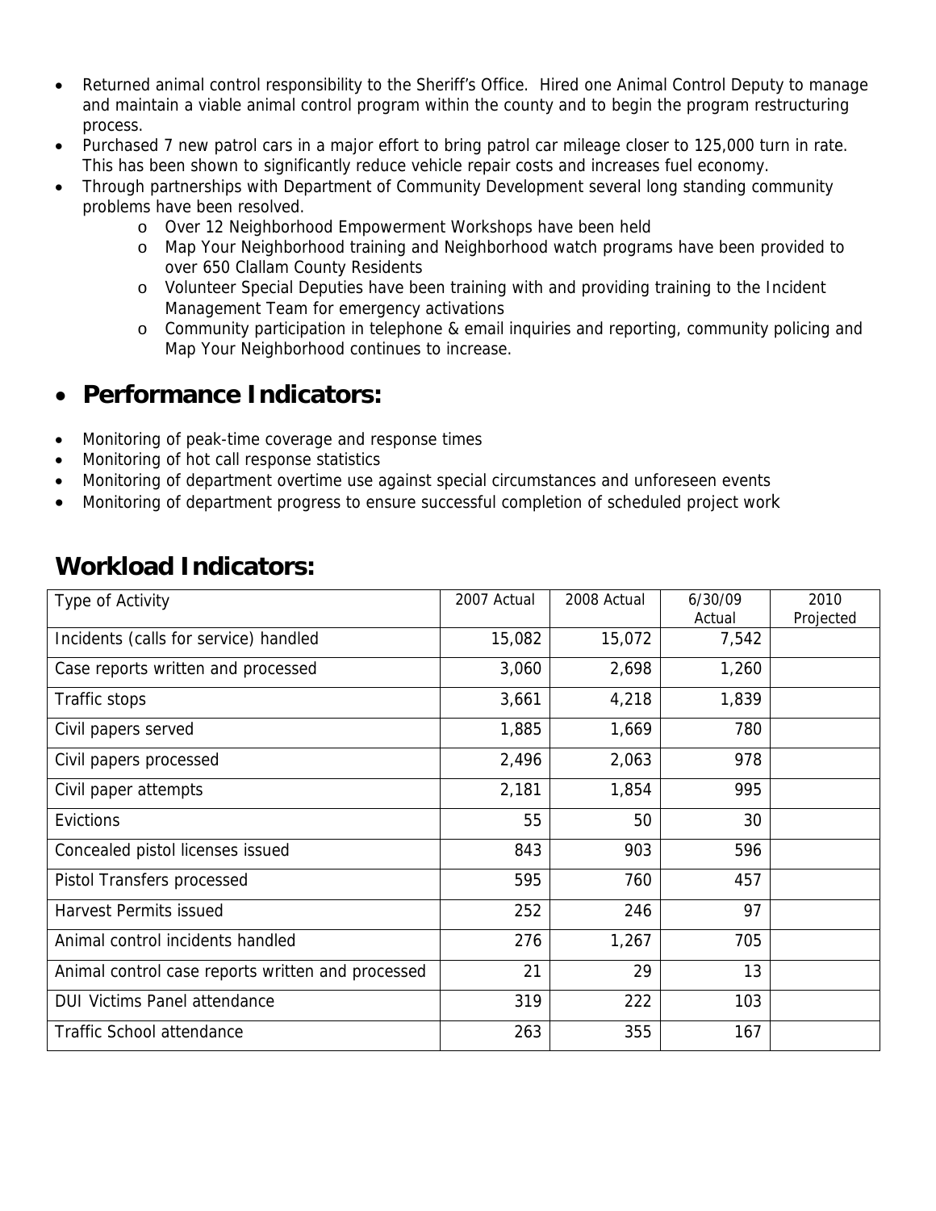- Returned animal control responsibility to the Sheriff's Office. Hired one Animal Control Deputy to manage and maintain a viable animal control program within the county and to begin the program restructuring process.
- Purchased 7 new patrol cars in a major effort to bring patrol car mileage closer to 125,000 turn in rate. This has been shown to significantly reduce vehicle repair costs and increases fuel economy.
- Through partnerships with Department of Community Development several long standing community problems have been resolved.
  - Over 12 Neighborhood Empowerment Workshops have been held
  - Map Your Neighborhood training and Neighborhood watch programs have been provided to over 650 Clallam County Residents
  - Volunteer Special Deputies have been training with and providing training to the Incident Management Team for emergency activations
  - Community participation in telephone & email inquiries and reporting, community policing and Map Your Neighborhood continues to increase.

## Performance Indicators:

- Monitoring of peak-time coverage and response times
- Monitoring of hot call response statistics
- Monitoring of department overtime use against special circumstances and unforeseen events
- Monitoring of department progress to ensure successful completion of scheduled project work

## Workload Indicators:

| Type of Activity | 2007 Actual | 2008 Actual | 6/30/09 Actual | 2010 Projected |
|---|---|---|---|---|
| Incidents (calls for service) handled | 15,082 | 15,072 | 7,542 | |
| Case reports written and processed | 3,060 | 2,698 | 1,260 | |
| Traffic stops | 3,661 | 4,218 | 1,839 | |
| Civil papers served | 1,885 | 1,669 | 780 | |
| Civil papers processed | 2,496 | 2,063 | 978 | |
| Civil paper attempts | 2,181 | 1,854 | 995 | |
| Evictions | 55 | 50 | 30 | |
| Concealed pistol licenses issued | 843 | 903 | 596 | |
| Pistol Transfers processed | 595 | 760 | 457 | |
| Harvest Permits issued | 252 | 246 | 97 | |
| Animal control incidents handled | 276 | 1,267 | 705 | |
| Animal control case reports written and processed | 21 | 29 | 13 | |
| DUI Victims Panel attendance | 319 | 222 | 103 | |
| Traffic School attendance | 263 | 355 | 167 | |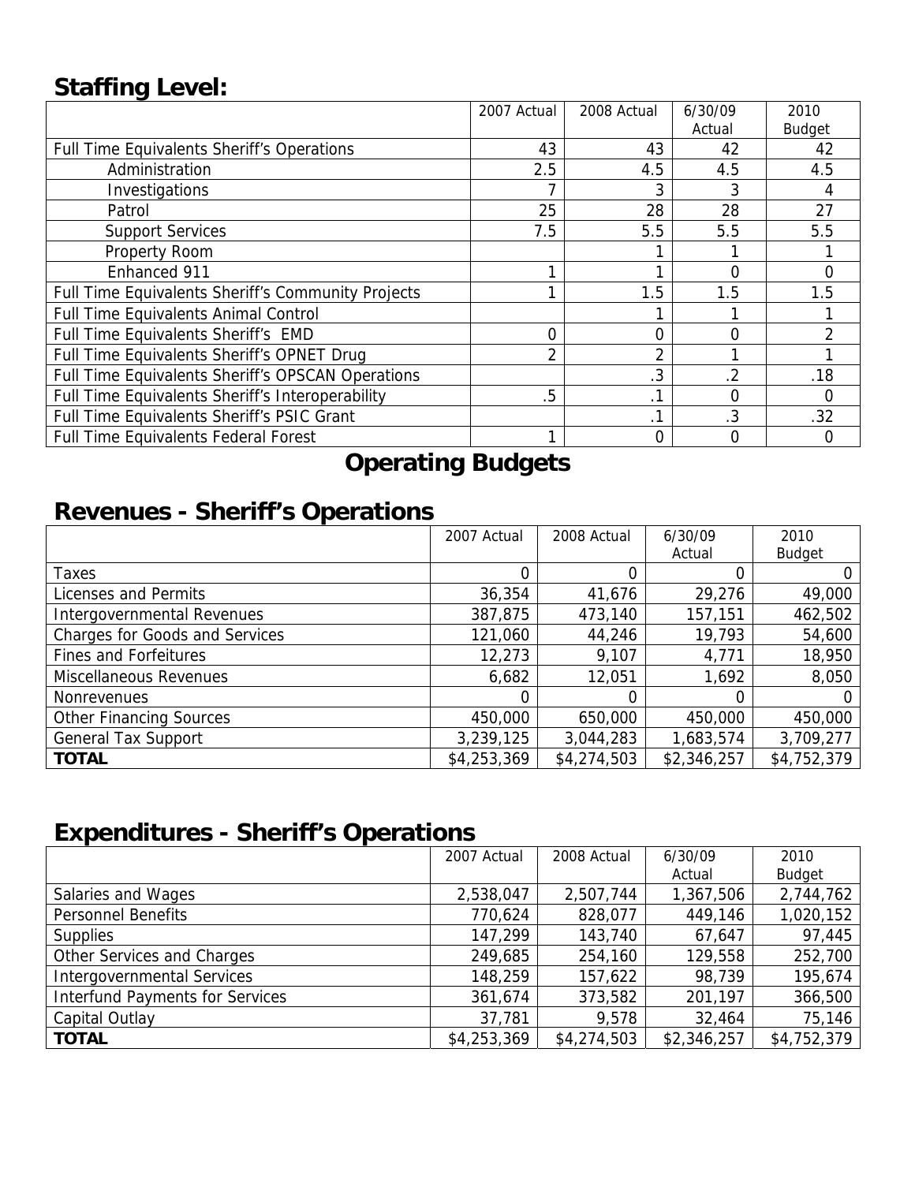## Staffing Level:

| | 2007 Actual | 2008 Actual | 6/30/09 Actual | 2010 Budget |
|---|---|---|---|---|
| Full Time Equivalents Sheriff's Operations | 43 | 43 | 42 | 42 |
| Administration | 2.5 | 4.5 | 4.5 | 4.5 |
| Investigations | 7 | 3 | 3 | 4 |
| Patrol | 25 | 28 | 28 | 27 |
| Support Services | 7.5 | 5.5 | 5.5 | 5.5 |
| Property Room | | 1 | 1 | 1 |
| Enhanced 911 | 1 | 1 | 0 | 0 |
| Full Time Equivalents Sheriff's Community Projects | 1 | 1.5 | 1.5 | 1.5 |
| Full Time Equivalents Animal Control | | 1 | 1 | 1 |
| Full Time Equivalents Sheriff's EMD | 0 | 0 | 0 | 2 |
| Full Time Equivalents Sheriff's OPNET Drug | 2 | 2 | 1 | 1 |
| Full Time Equivalents Sheriff's OPSCAN Operations | | .3 | .2 | .18 |
| Full Time Equivalents Sheriff's Interoperability | .5 | .1 | 0 | 0 |
| Full Time Equivalents Sheriff's PSIC Grant | | .1 | .3 | .32 |
| Full Time Equivalents Federal Forest | 1 | 0 | 0 | 0 |

# Operating Budgets

## Revenues - Sheriff's Operations

| | 2007 Actual | 2008 Actual | 6/30/09 Actual | 2010 Budget |
|---|---|---|---|---|
| Taxes | 0 | 0 | 0 | 0 |
| Licenses and Permits | 36,354 | 41,676 | 29,276 | 49,000 |
| Intergovernmental Revenues | 387,875 | 473,140 | 157,151 | 462,502 |
| Charges for Goods and Services | 121,060 | 44,246 | 19,793 | 54,600 |
| Fines and Forfeitures | 12,273 | 9,107 | 4,771 | 18,950 |
| Miscellaneous Revenues | 6,682 | 12,051 | 1,692 | 8,050 |
| Nonrevenues | 0 | 0 | 0 | 0 |
| Other Financing Sources | 450,000 | 650,000 | 450,000 | 450,000 |
| General Tax Support | 3,239,125 | 3,044,283 | 1,683,574 | 3,709,277 |
| **TOTAL** | $4,253,369 | $4,274,503 | $2,346,257 | $4,752,379 |

## Expenditures - Sheriff's Operations

| | 2007 Actual | 2008 Actual | 6/30/09 Actual | 2010 Budget |
|---|---|---|---|---|
| Salaries and Wages | 2,538,047 | 2,507,744 | 1,367,506 | 2,744,762 |
| Personnel Benefits | 770,624 | 828,077 | 449,146 | 1,020,152 |
| Supplies | 147,299 | 143,740 | 67,647 | 97,445 |
| Other Services and Charges | 249,685 | 254,160 | 129,558 | 252,700 |
| Intergovernmental Services | 148,259 | 157,622 | 98,739 | 195,674 |
| Interfund Payments for Services | 361,674 | 373,582 | 201,197 | 366,500 |
| Capital Outlay | 37,781 | 9,578 | 32,464 | 75,146 |
| **TOTAL** | $4,253,369 | $4,274,503 | $2,346,257 | $4,752,379 |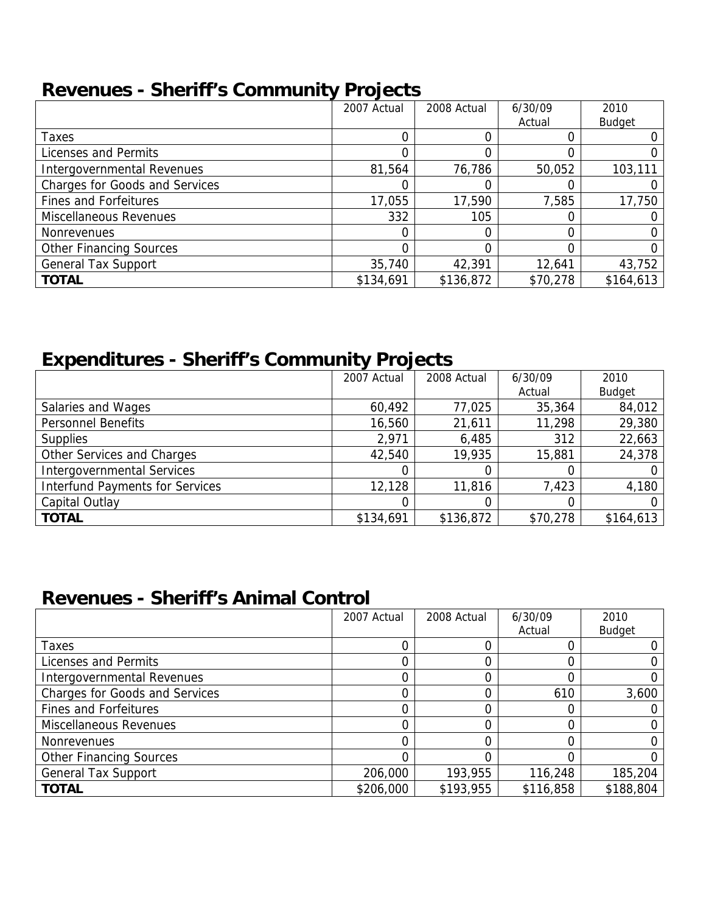## Revenues - Sheriff's Community Projects

| | 2007 Actual | 2008 Actual | 6/30/09 Actual | 2010 Budget |
|---|---|---|---|---|
| Taxes | 0 | 0 | 0 | 0 |
| Licenses and Permits | 0 | 0 | 0 | 0 |
| Intergovernmental Revenues | 81,564 | 76,786 | 50,052 | 103,111 |
| Charges for Goods and Services | 0 | 0 | 0 | 0 |
| Fines and Forfeitures | 17,055 | 17,590 | 7,585 | 17,750 |
| Miscellaneous Revenues | 332 | 105 | 0 | 0 |
| Nonrevenues | 0 | 0 | 0 | 0 |
| Other Financing Sources | 0 | 0 | 0 | 0 |
| General Tax Support | 35,740 | 42,391 | 12,641 | 43,752 |
| **TOTAL** | $134,691 | $136,872 | $70,278 | $164,613 |

## Expenditures - Sheriff's Community Projects

| | 2007 Actual | 2008 Actual | 6/30/09 Actual | 2010 Budget |
|---|---|---|---|---|
| Salaries and Wages | 60,492 | 77,025 | 35,364 | 84,012 |
| Personnel Benefits | 16,560 | 21,611 | 11,298 | 29,380 |
| Supplies | 2,971 | 6,485 | 312 | 22,663 |
| Other Services and Charges | 42,540 | 19,935 | 15,881 | 24,378 |
| Intergovernmental Services | 0 | 0 | 0 | 0 |
| Interfund Payments for Services | 12,128 | 11,816 | 7,423 | 4,180 |
| Capital Outlay | 0 | 0 | 0 | 0 |
| **TOTAL** | $134,691 | $136,872 | $70,278 | $164,613 |

## Revenues - Sheriff's Animal Control

| | 2007 Actual | 2008 Actual | 6/30/09 Actual | 2010 Budget |
|---|---|---|---|---|
| Taxes | 0 | 0 | 0 | 0 |
| Licenses and Permits | 0 | 0 | 0 | 0 |
| Intergovernmental Revenues | 0 | 0 | 0 | 0 |
| Charges for Goods and Services | 0 | 0 | 610 | 3,600 |
| Fines and Forfeitures | 0 | 0 | 0 | 0 |
| Miscellaneous Revenues | 0 | 0 | 0 | 0 |
| Nonrevenues | 0 | 0 | 0 | 0 |
| Other Financing Sources | 0 | 0 | 0 | 0 |
| General Tax Support | 206,000 | 193,955 | 116,248 | 185,204 |
| **TOTAL** | $206,000 | $193,955 | $116,858 | $188,804 |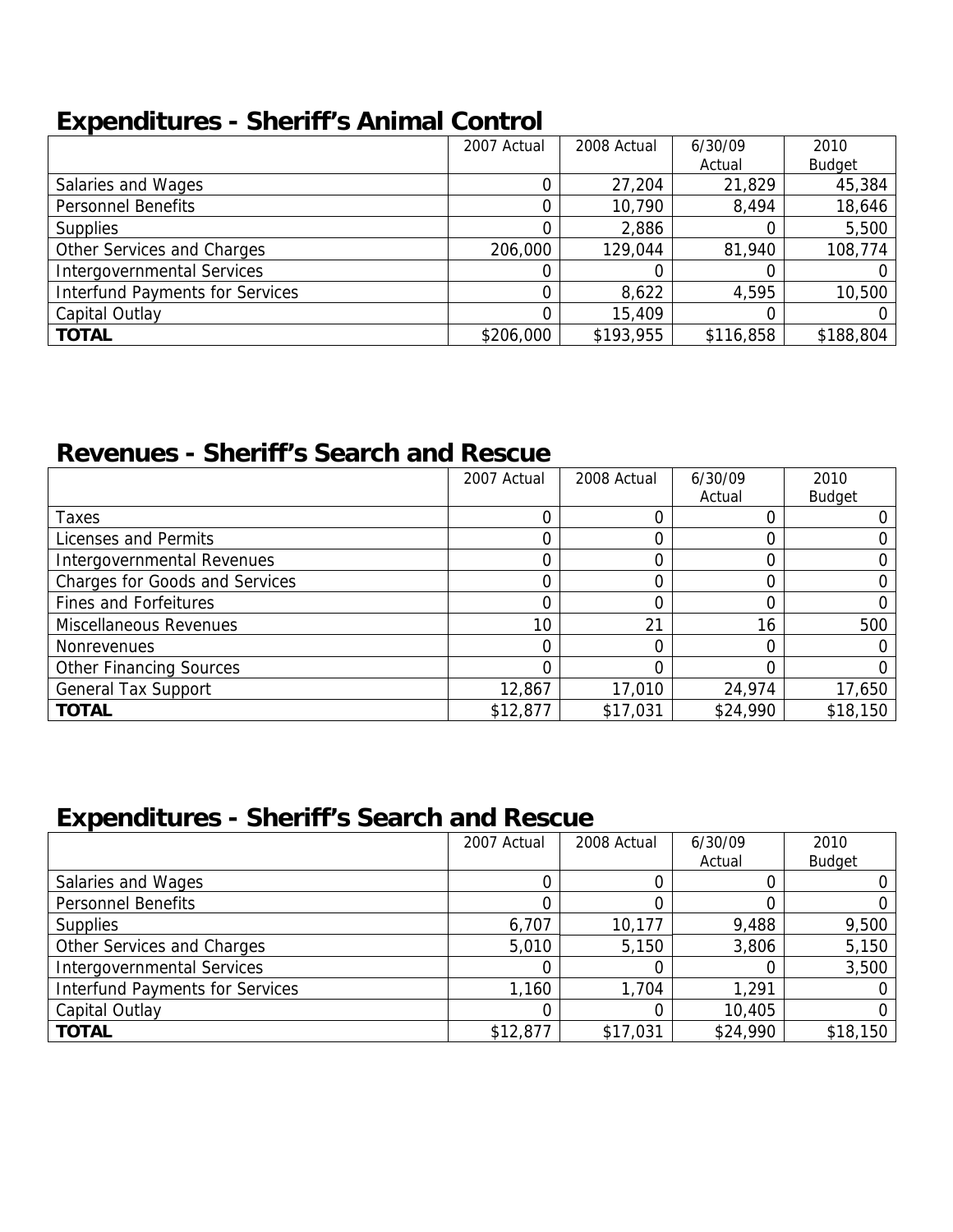## Expenditures - Sheriff's Animal Control

| | 2007 Actual | 2008 Actual | 6/30/09 Actual | 2010 Budget |
|---|---|---|---|---|
| Salaries and Wages | 0 | 27,204 | 21,829 | 45,384 |
| Personnel Benefits | 0 | 10,790 | 8,494 | 18,646 |
| Supplies | 0 | 2,886 | 0 | 5,500 |
| Other Services and Charges | 206,000 | 129,044 | 81,940 | 108,774 |
| Intergovernmental Services | 0 | 0 | 0 | 0 |
| Interfund Payments for Services | 0 | 8,622 | 4,595 | 10,500 |
| Capital Outlay | 0 | 15,409 | 0 | 0 |
| **TOTAL** | $206,000 | $193,955 | $116,858 | $188,804 |

## Revenues - Sheriff's Search and Rescue

| | 2007 Actual | 2008 Actual | 6/30/09 Actual | 2010 Budget |
|---|---|---|---|---|
| Taxes | 0 | 0 | 0 | 0 |
| Licenses and Permits | 0 | 0 | 0 | 0 |
| Intergovernmental Revenues | 0 | 0 | 0 | 0 |
| Charges for Goods and Services | 0 | 0 | 0 | 0 |
| Fines and Forfeitures | 0 | 0 | 0 | 0 |
| Miscellaneous Revenues | 10 | 21 | 16 | 500 |
| Nonrevenues | 0 | 0 | 0 | 0 |
| Other Financing Sources | 0 | 0 | 0 | 0 |
| General Tax Support | 12,867 | 17,010 | 24,974 | 17,650 |
| **TOTAL** | $12,877 | $17,031 | $24,990 | $18,150 |

## Expenditures - Sheriff's Search and Rescue

| | 2007 Actual | 2008 Actual | 6/30/09 Actual | 2010 Budget |
|---|---|---|---|---|
| Salaries and Wages | 0 | 0 | 0 | 0 |
| Personnel Benefits | 0 | 0 | 0 | 0 |
| Supplies | 6,707 | 10,177 | 9,488 | 9,500 |
| Other Services and Charges | 5,010 | 5,150 | 3,806 | 5,150 |
| Intergovernmental Services | 0 | 0 | 0 | 3,500 |
| Interfund Payments for Services | 1,160 | 1,704 | 1,291 | 0 |
| Capital Outlay | 0 | 0 | 10,405 | 0 |
| **TOTAL** | $12,877 | $17,031 | $24,990 | $18,150 |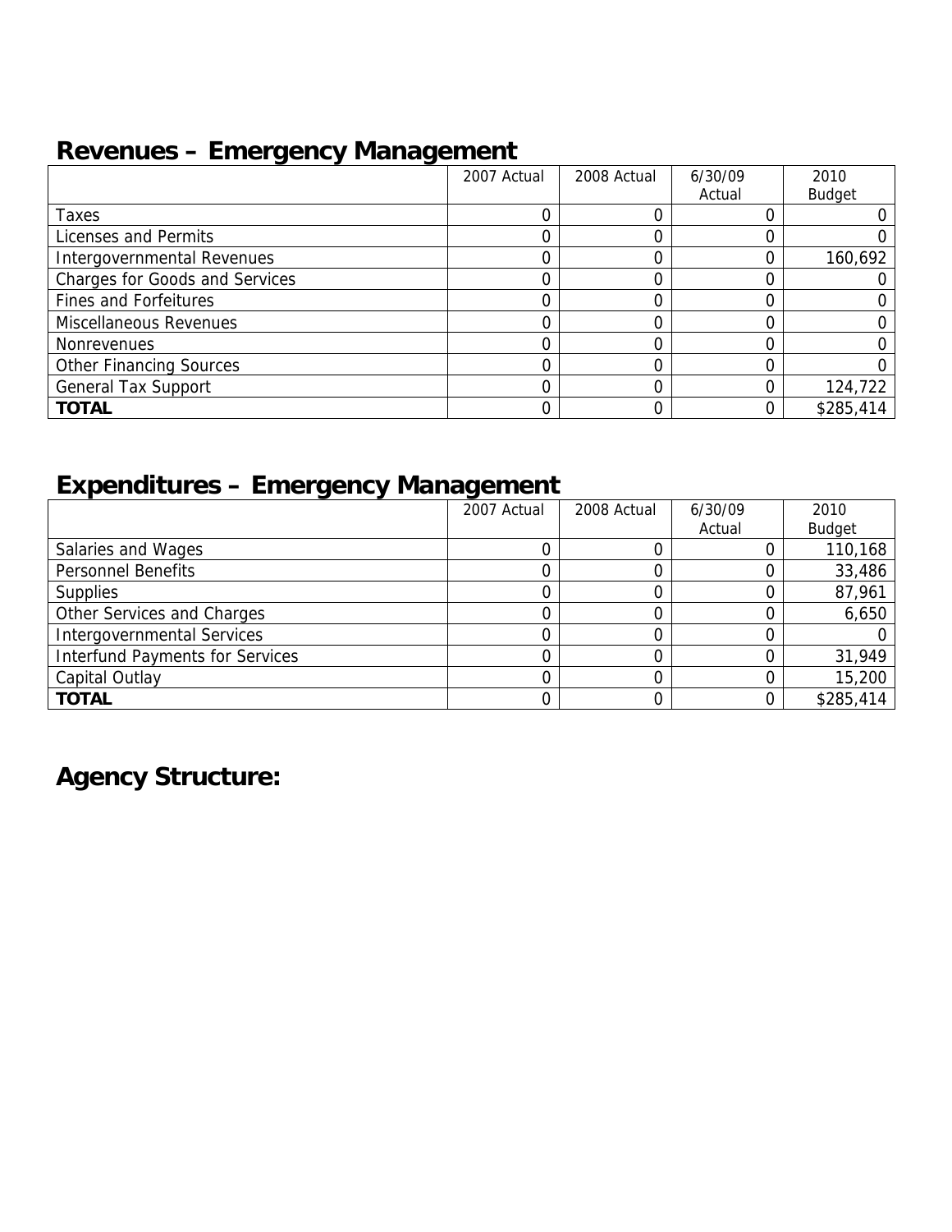## Revenues – Emergency Management

| | 2007 Actual | 2008 Actual | 6/30/09 Actual | 2010 Budget |
|---|---|---|---|---|
| Taxes | 0 | 0 | 0 | 0 |
| Licenses and Permits | 0 | 0 | 0 | 0 |
| Intergovernmental Revenues | 0 | 0 | 0 | 160,692 |
| Charges for Goods and Services | 0 | 0 | 0 | 0 |
| Fines and Forfeitures | 0 | 0 | 0 | 0 |
| Miscellaneous Revenues | 0 | 0 | 0 | 0 |
| Nonrevenues | 0 | 0 | 0 | 0 |
| Other Financing Sources | 0 | 0 | 0 | 0 |
| General Tax Support | 0 | 0 | 0 | 124,722 |
| **TOTAL** | 0 | 0 | 0 | $285,414 |

## Expenditures – Emergency Management

| | 2007 Actual | 2008 Actual | 6/30/09 Actual | 2010 Budget |
|---|---|---|---|---|
| Salaries and Wages | 0 | 0 | 0 | 110,168 |
| Personnel Benefits | 0 | 0 | 0 | 33,486 |
| Supplies | 0 | 0 | 0 | 87,961 |
| Other Services and Charges | 0 | 0 | 0 | 6,650 |
| Intergovernmental Services | 0 | 0 | 0 | 0 |
| Interfund Payments for Services | 0 | 0 | 0 | 31,949 |
| Capital Outlay | 0 | 0 | 0 | 15,200 |
| **TOTAL** | 0 | 0 | 0 | $285,414 |

## Agency Structure: